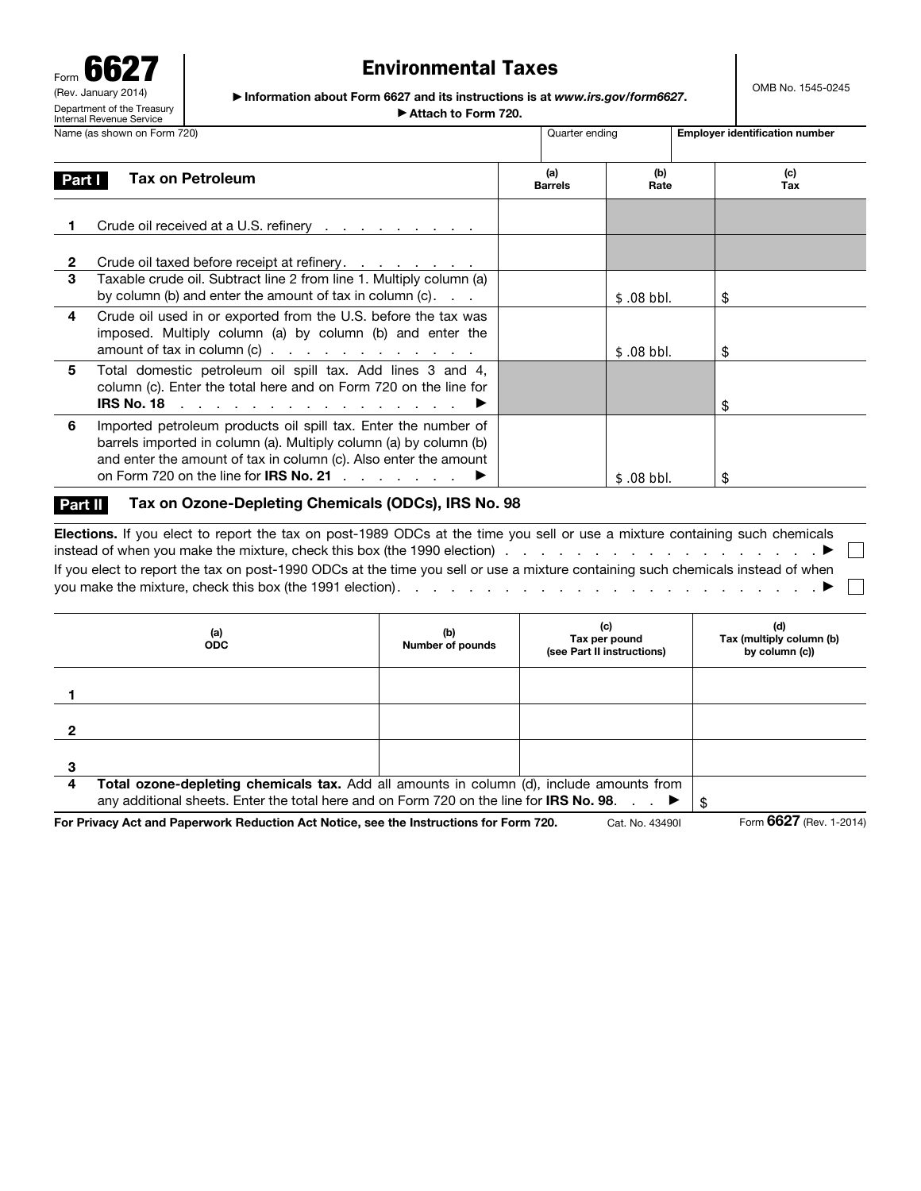Form **6627**
(Rev. January 2014)
Department of the Treasury
Internal Revenue Service

# Environmental Taxes

▶ Information about Form 6627 and its instructions is at *www.irs.gov/form6627*.
▶ Attach to Form 720.

OMB No. 1545-0245

| Name (as shown on Form 720) | Quarter ending | Employer identification number |
|---|---|---|
| | | |

## Part I Tax on Petroleum

| | | (a) Barrels | (b) Rate | (c) Tax |
|---|---|---|---|---|
| **1** | Crude oil received at a U.S. refinery . . . . . . . . . . | | | |
| **2** | Crude oil taxed before receipt at refinery. . . . . . . . . | | | |
| **3** | Taxable crude oil. Subtract line 2 from line 1. Multiply column (a) by column (b) and enter the amount of tax in column (c). . . | | $ .08 bbl. | $ |
| **4** | Crude oil used in or exported from the U.S. before the tax was imposed. Multiply column (a) by column (b) and enter the amount of tax in column (c) . . . . . . . . . . . . . | | $ .08 bbl. | $ |
| **5** | Total domestic petroleum oil spill tax. Add lines 3 and 4, column (c). Enter the total here and on Form 720 on the line for **IRS No. 18** . . . . . . . . . . . . . . . . ▶ | | | $ |
| **6** | Imported petroleum products oil spill tax. Enter the number of barrels imported in column (a). Multiply column (a) by column (b) and enter the amount of tax in column (c). Also enter the amount on Form 720 on the line for **IRS No. 21** . . . . . . . ▶ | | $ .08 bbl. | $ |

## Part II Tax on Ozone-Depleting Chemicals (ODCs), IRS No. 98

**Elections.** If you elect to report the tax on post-1989 ODCs at the time you sell or use a mixture containing such chemicals instead of when you make the mixture, check this box (the 1990 election) . . . . . . . . . . . . . . . . . . . . ▶ ☐

If you elect to report the tax on post-1990 ODCs at the time you sell or use a mixture containing such chemicals instead of when you make the mixture, check this box (the 1991 election). . . . . . . . . . . . . . . . . . . . . . . . . ▶ ☐

| | (a) ODC | (b) Number of pounds | (c) Tax per pound (see Part II instructions) | (d) Tax (multiply column (b) by column (c)) |
|---|---|---|---|---|
| **1** | | | | |
| **2** | | | | |
| **3** | | | | |
| **4** | **Total ozone-depleting chemicals tax.** Add all amounts in column (d), include amounts from any additional sheets. Enter the total here and on Form 720 on the line for **IRS No. 98**. . . ▶ | | | $ |

**For Privacy Act and Paperwork Reduction Act Notice, see the Instructions for Form 720.** Cat. No. 43490I Form **6627** (Rev. 1-2014)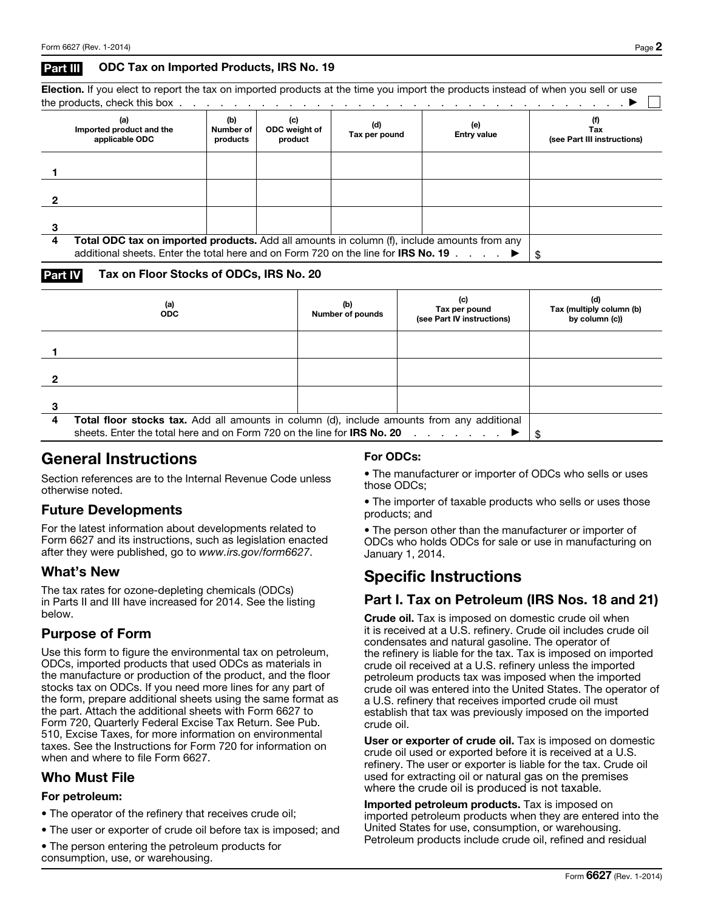## Part III ODC Tax on Imported Products, IRS No. 19

**Election.** If you elect to report the tax on imported products at the time you import the products instead of when you sell or use the products, check this box . . . . . . . . . . . . . . . . . . . . . . . . . . . ▶ ☐

| | (a) Imported product and the applicable ODC | (b) Number of products | (c) ODC weight of product | (d) Tax per pound | (e) Entry value | (f) Tax (see Part III instructions) |
|---|---|---|---|---|---|---|
| 1 | | | | | | |
| 2 | | | | | | |
| 3 | | | | | | |
| 4 | **Total ODC tax on imported products.** Add all amounts in column (f), include amounts from any additional sheets. Enter the total here and on Form 720 on the line for **IRS No. 19** . . . . ▶ | | | | | $ |

## Part IV Tax on Floor Stocks of ODCs, IRS No. 20

| | (a) ODC | (b) Number of pounds | (c) Tax per pound (see Part IV instructions) | (d) Tax (multiply column (b) by column (c)) |
|---|---|---|---|---|
| 1 | | | | |
| 2 | | | | |
| 3 | | | | |
| 4 | **Total floor stocks tax.** Add all amounts in column (d), include amounts from any additional sheets. Enter the total here and on Form 720 on the line for **IRS No. 20** . . . . . . . ▶ | | | $ |

# General Instructions

Section references are to the Internal Revenue Code unless otherwise noted.

## Future Developments

For the latest information about developments related to Form 6627 and its instructions, such as legislation enacted after they were published, go to *www.irs.gov/form6627*.

## What's New

The tax rates for ozone-depleting chemicals (ODCs) in Parts II and III have increased for 2014. See the listing below.

## Purpose of Form

Use this form to figure the environmental tax on petroleum, ODCs, imported products that used ODCs as materials in the manufacture or production of the product, and the floor stocks tax on ODCs. If you need more lines for any part of the form, prepare additional sheets using the same format as the part. Attach the additional sheets with Form 6627 to Form 720, Quarterly Federal Excise Tax Return. See Pub. 510, Excise Taxes, for more information on environmental taxes. See the Instructions for Form 720 for information on when and where to file Form 6627.

## Who Must File

### For petroleum:

- The operator of the refinery that receives crude oil;
- The user or exporter of crude oil before tax is imposed; and
- The person entering the petroleum products for consumption, use, or warehousing.

### For ODCs:

- The manufacturer or importer of ODCs who sells or uses those ODCs;
- The importer of taxable products who sells or uses those products; and
- The person other than the manufacturer or importer of ODCs who holds ODCs for sale or use in manufacturing on January 1, 2014.

# Specific Instructions

## Part I. Tax on Petroleum (IRS Nos. 18 and 21)

**Crude oil.** Tax is imposed on domestic crude oil when it is received at a U.S. refinery. Crude oil includes crude oil condensates and natural gasoline. The operator of the refinery is liable for the tax. Tax is imposed on imported crude oil received at a U.S. refinery unless the imported petroleum products tax was imposed when the imported crude oil was entered into the United States. The operator of a U.S. refinery that receives imported crude oil must establish that tax was previously imposed on the imported crude oil.

**User or exporter of crude oil.** Tax is imposed on domestic crude oil used or exported before it is received at a U.S. refinery. The user or exporter is liable for the tax. Crude oil used for extracting oil or natural gas on the premises where the crude oil is produced is not taxable.

**Imported petroleum products.** Tax is imposed on imported petroleum products when they are entered into the United States for use, consumption, or warehousing. Petroleum products include crude oil, refined and residual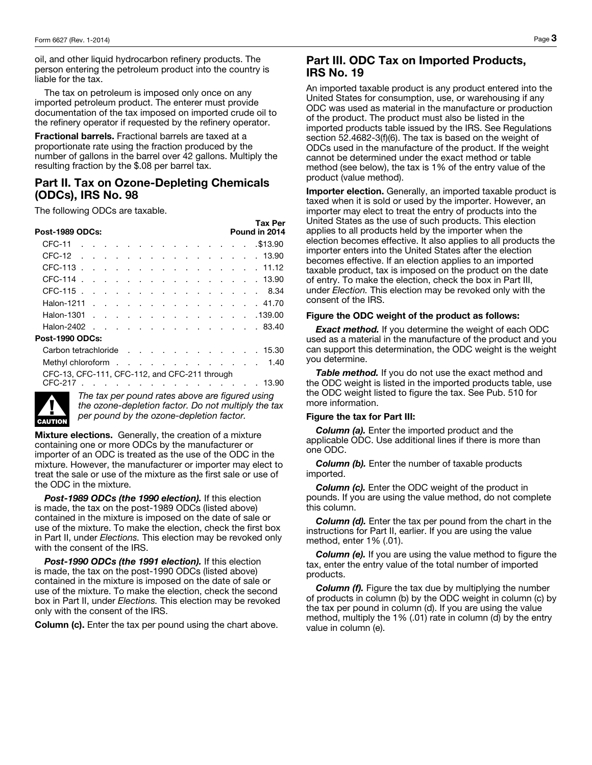oil, and other liquid hydrocarbon refinery products. The person entering the petroleum product into the country is liable for the tax.

The tax on petroleum is imposed only once on any imported petroleum product. The enterer must provide documentation of the tax imposed on imported crude oil to the refinery operator if requested by the refinery operator.

**Fractional barrels.** Fractional barrels are taxed at a proportionate rate using the fraction produced by the number of gallons in the barrel over 42 gallons. Multiply the resulting fraction by the $.08 per barrel tax.

## Part II. Tax on Ozone-Depleting Chemicals (ODCs), IRS No. 98

The following ODCs are taxable.

| **Post-1989 ODCs:** | **Tax Per Pound in 2014** |
|---|---|
| CFC-11 | $13.90 |
| CFC-12 | 13.90 |
| CFC-113 | 11.12 |
| CFC-114 | 13.90 |
| CFC-115 | 8.34 |
| Halon-1211 | 41.70 |
| Halon-1301 | 139.00 |
| Halon-2402 | 83.40 |
| **Post-1990 ODCs:** | |
| Carbon tetrachloride | 15.30 |
| Methyl chloroform | 1.40 |
| CFC-13, CFC-111, CFC-112, and CFC-211 through CFC-217 | 13.90 |

**CAUTION** *The tax per pound rates above are figured using the ozone-depletion factor. Do not multiply the tax per pound by the ozone-depletion factor.*

**Mixture elections.** Generally, the creation of a mixture containing one or more ODCs by the manufacturer or importer of an ODC is treated as the use of the ODC in the mixture. However, the manufacturer or importer may elect to treat the sale or use of the mixture as the first sale or use of the ODC in the mixture.

***Post-1989 ODCs (the 1990 election).*** If this election is made, the tax on the post-1989 ODCs (listed above) contained in the mixture is imposed on the date of sale or use of the mixture. To make the election, check the first box in Part II, under *Elections.* This election may be revoked only with the consent of the IRS.

***Post-1990 ODCs (the 1991 election).*** If this election is made, the tax on the post-1990 ODCs (listed above) contained in the mixture is imposed on the date of sale or use of the mixture. To make the election, check the second box in Part II, under *Elections.* This election may be revoked only with the consent of the IRS.

**Column (c).** Enter the tax per pound using the chart above.

## Part III. ODC Tax on Imported Products, IRS No. 19

An imported taxable product is any product entered into the United States for consumption, use, or warehousing if any ODC was used as material in the manufacture or production of the product. The product must also be listed in the imported products table issued by the IRS. See Regulations section 52.4682-3(f)(6). The tax is based on the weight of ODCs used in the manufacture of the product. If the weight cannot be determined under the exact method or table method (see below), the tax is 1% of the entry value of the product (value method).

**Importer election.** Generally, an imported taxable product is taxed when it is sold or used by the importer. However, an importer may elect to treat the entry of products into the United States as the use of such products. This election applies to all products held by the importer when the election becomes effective. It also applies to all products the importer enters into the United States after the election becomes effective. If an election applies to an imported taxable product, tax is imposed on the product on the date of entry. To make the election, check the box in Part III, under *Election.* This election may be revoked only with the consent of the IRS.

**Figure the ODC weight of the product as follows:**

***Exact method.*** If you determine the weight of each ODC used as a material in the manufacture of the product and you can support this determination, the ODC weight is the weight you determine.

***Table method.*** If you do not use the exact method and the ODC weight is listed in the imported products table, use the ODC weight listed to figure the tax. See Pub. 510 for more information.

**Figure the tax for Part III:**

***Column (a).*** Enter the imported product and the applicable ODC. Use additional lines if there is more than one ODC.

***Column (b).*** Enter the number of taxable products imported.

***Column (c).*** Enter the ODC weight of the product in pounds. If you are using the value method, do not complete this column.

***Column (d).*** Enter the tax per pound from the chart in the instructions for Part II, earlier. If you are using the value method, enter 1% (.01).

***Column (e).*** If you are using the value method to figure the tax, enter the entry value of the total number of imported products.

***Column (f).*** Figure the tax due by multiplying the number of products in column (b) by the ODC weight in column (c) by the tax per pound in column (d). If you are using the value method, multiply the 1% (.01) rate in column (d) by the entry value in column (e).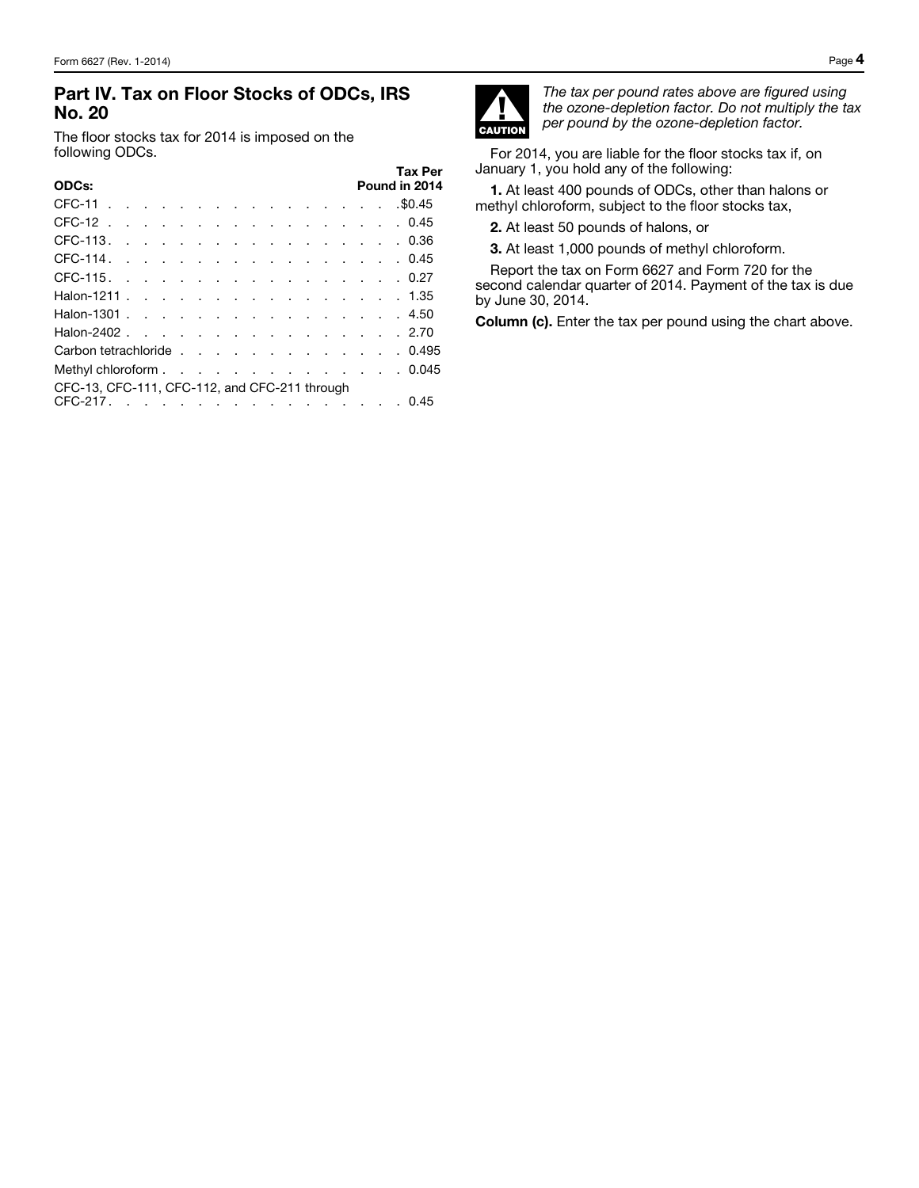## Part IV. Tax on Floor Stocks of ODCs, IRS No. 20

The floor stocks tax for 2014 is imposed on the following ODCs.

| ODCs: | Tax Per Pound in 2014 |
|---|---|
| CFC-11 | $0.45 |
| CFC-12 | 0.45 |
| CFC-113 | 0.36 |
| CFC-114 | 0.45 |
| CFC-115 | 0.27 |
| Halon-1211 | 1.35 |
| Halon-1301 | 4.50 |
| Halon-2402 | 2.70 |
| Carbon tetrachloride | 0.495 |
| Methyl chloroform | 0.045 |
| CFC-13, CFC-111, CFC-112, and CFC-211 through CFC-217 | 0.45 |

CAUTION: *The tax per pound rates above are figured using the ozone-depletion factor. Do not multiply the tax per pound by the ozone-depletion factor.*

For 2014, you are liable for the floor stocks tax if, on January 1, you hold any of the following:

**1.** At least 400 pounds of ODCs, other than halons or methyl chloroform, subject to the floor stocks tax,

**2.** At least 50 pounds of halons, or

**3.** At least 1,000 pounds of methyl chloroform.

Report the tax on Form 6627 and Form 720 for the second calendar quarter of 2014. Payment of the tax is due by June 30, 2014.

**Column (c).** Enter the tax per pound using the chart above.